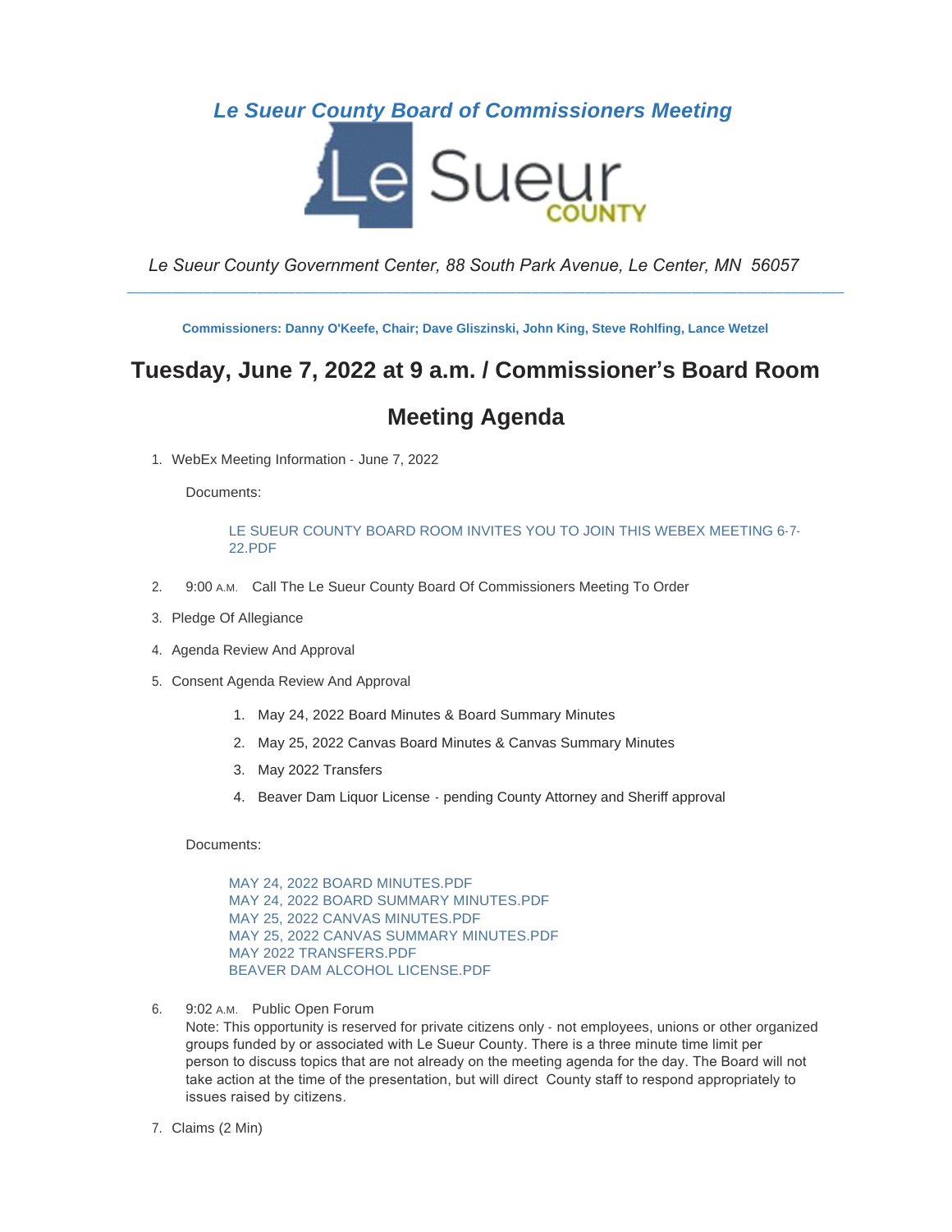# *Le Sueur County Board of Commissioners Meeting*

*Le Sueur County Government Center, 88 South Park Avenue, Le Center, MN 56057*

---

**Commissioners: Danny O'Keefe, Chair; Dave Gliszinski, John King, Steve Rohlfing, Lance Wetzel**

## Tuesday, June 7, 2022 at 9 a.m. / Commissioner's Board Room

## Meeting Agenda

1. WebEx Meeting Information - June 7, 2022

   Documents:

   LE SUEUR COUNTY BOARD ROOM INVITES YOU TO JOIN THIS WEBEX MEETING 6-7-22.PDF

2. 9:00 A.M. Call The Le Sueur County Board Of Commissioners Meeting To Order

3. Pledge Of Allegiance

4. Agenda Review And Approval

5. Consent Agenda Review And Approval

   1. May 24, 2022 Board Minutes & Board Summary Minutes
   2. May 25, 2022 Canvas Board Minutes & Canvas Summary Minutes
   3. May 2022 Transfers
   4. Beaver Dam Liquor License - pending County Attorney and Sheriff approval

   Documents:

   MAY 24, 2022 BOARD MINUTES.PDF
   MAY 24, 2022 BOARD SUMMARY MINUTES.PDF
   MAY 25, 2022 CANVAS MINUTES.PDF
   MAY 25, 2022 CANVAS SUMMARY MINUTES.PDF
   MAY 2022 TRANSFERS.PDF
   BEAVER DAM ALCOHOL LICENSE.PDF

6. 9:02 A.M. Public Open Forum
   Note: This opportunity is reserved for private citizens only - not employees, unions or other organized groups funded by or associated with Le Sueur County. There is a three minute time limit per person to discuss topics that are not already on the meeting agenda for the day. The Board will not take action at the time of the presentation, but will direct County staff to respond appropriately to issues raised by citizens.

7. Claims (2 Min)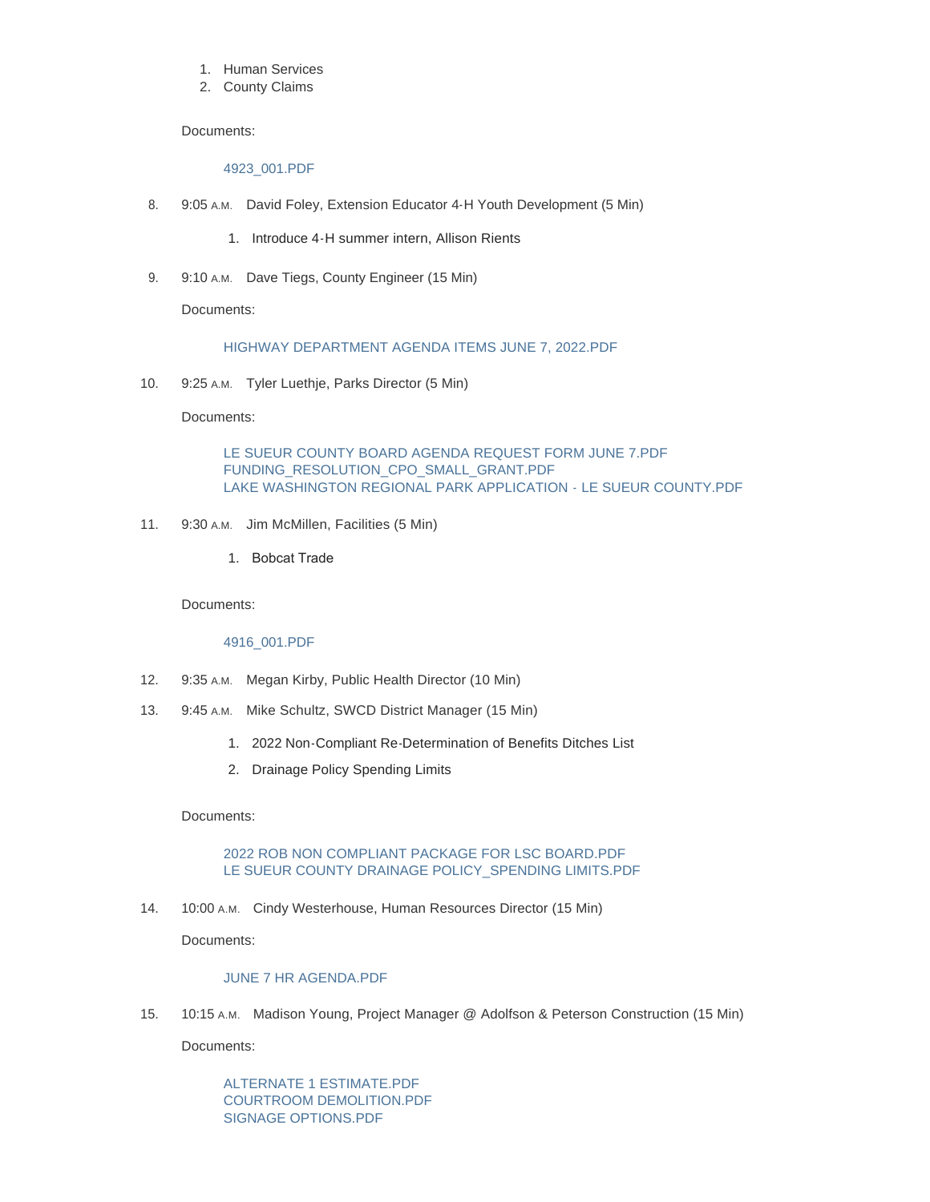1. Human Services
2. County Claims

Documents:

4923_001.PDF

8. 9:05 A.M. David Foley, Extension Educator 4-H Youth Development (5 Min)

    1. Introduce 4-H summer intern, Allison Rients

9. 9:10 A.M. Dave Tiegs, County Engineer (15 Min)

    Documents:

    HIGHWAY DEPARTMENT AGENDA ITEMS JUNE 7, 2022.PDF

10. 9:25 A.M. Tyler Luethje, Parks Director (5 Min)

    Documents:

    LE SUEUR COUNTY BOARD AGENDA REQUEST FORM JUNE 7.PDF
    FUNDING_RESOLUTION_CPO_SMALL_GRANT.PDF
    LAKE WASHINGTON REGIONAL PARK APPLICATION - LE SUEUR COUNTY.PDF

11. 9:30 A.M. Jim McMillen, Facilities (5 Min)

    1. Bobcat Trade

    Documents:

    4916_001.PDF

12. 9:35 A.M. Megan Kirby, Public Health Director (10 Min)

13. 9:45 A.M. Mike Schultz, SWCD District Manager (15 Min)

    1. 2022 Non-Compliant Re-Determination of Benefits Ditches List
    2. Drainage Policy Spending Limits

    Documents:

    2022 ROB NON COMPLIANT PACKAGE FOR LSC BOARD.PDF
    LE SUEUR COUNTY DRAINAGE POLICY_SPENDING LIMITS.PDF

14. 10:00 A.M. Cindy Westerhouse, Human Resources Director (15 Min)

    Documents:

    JUNE 7 HR AGENDA.PDF

15. 10:15 A.M. Madison Young, Project Manager @ Adolfson & Peterson Construction (15 Min)

    Documents:

    ALTERNATE 1 ESTIMATE.PDF
    COURTROOM DEMOLITION.PDF
    SIGNAGE OPTIONS.PDF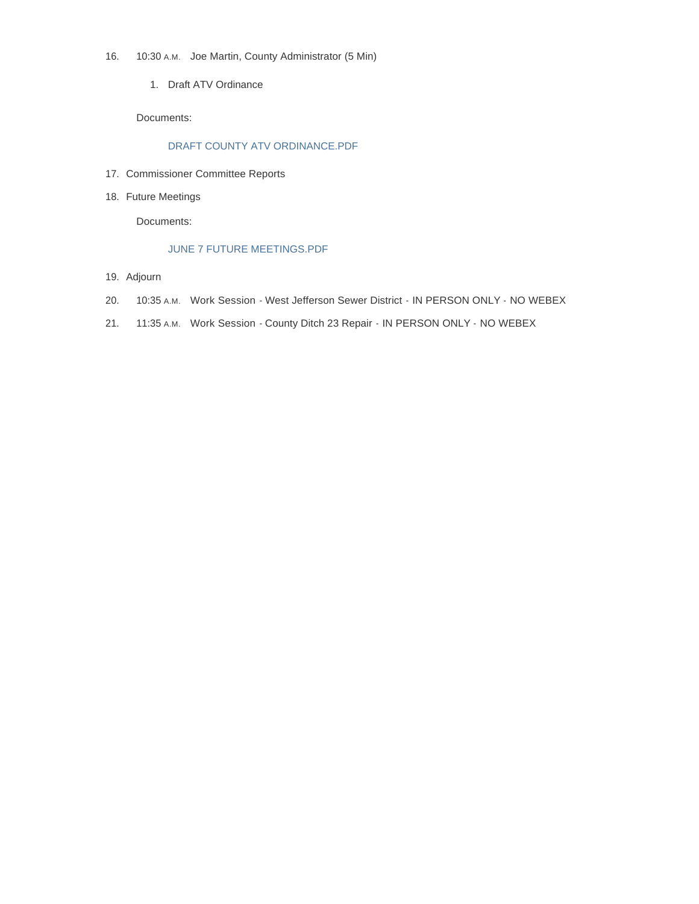16. 10:30 A.M. Joe Martin, County Administrator (5 Min)

    1. Draft ATV Ordinance

    Documents:

    DRAFT COUNTY ATV ORDINANCE.PDF

17. Commissioner Committee Reports

18. Future Meetings

    Documents:

    JUNE 7 FUTURE MEETINGS.PDF

19. Adjourn

20. 10:35 A.M. Work Session - West Jefferson Sewer District - IN PERSON ONLY - NO WEBEX

21. 11:35 A.M. Work Session - County Ditch 23 Repair - IN PERSON ONLY - NO WEBEX